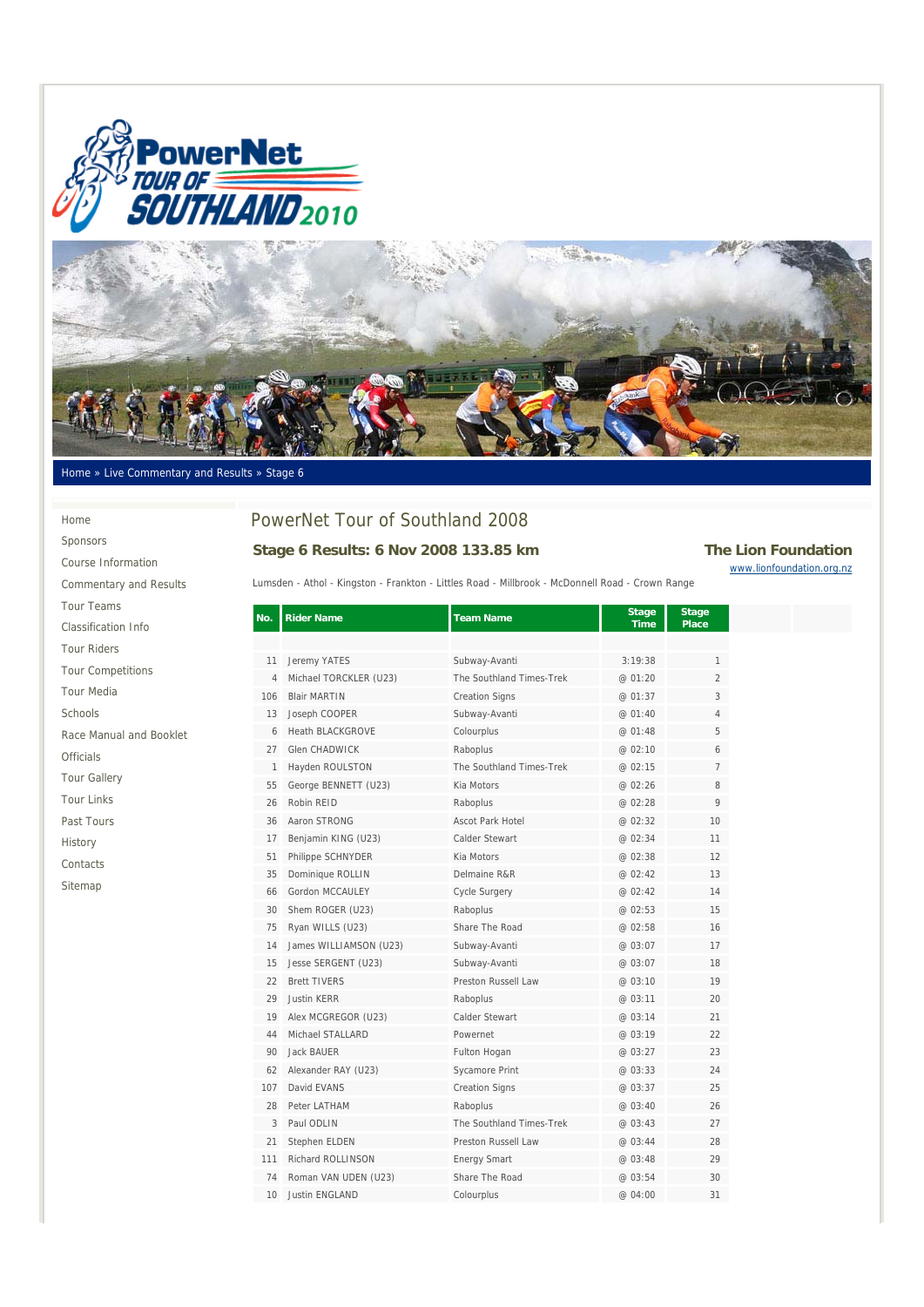Home » Live Commentary and Results » Stage 6

- Home
- Sponsors
- Course Information
- Commentary and Results
- Tour Teams
- Classification Info
- Tour Riders
- Tour Competitions
- Tour Media
- Schools
- Race Manual and Booklet
- Officials
- Tour Gallery
- Tour Links
- Past Tours
- History
- Contacts
- Sitemap

# PowerNet Tour of Southland 2008

## Stage 6 Results: 6 Nov 2008 133.85 km

**The Lion Foundation**
www.lionfoundation.org.nz

Lumsden - Athol - Kingston - Frankton - Littles Road - Millbrook - McDonnell Road - Crown Range

| No. | Rider Name | Team Name | Stage Time | Stage Place |
|---|---|---|---|---|
| 11 | Jeremy YATES | Subway-Avanti | 3:19:38 | 1 |
| 4 | Michael TORCKLER (U23) | The Southland Times-Trek | @ 01:20 | 2 |
| 106 | Blair MARTIN | Creation Signs | @ 01:37 | 3 |
| 13 | Joseph COOPER | Subway-Avanti | @ 01:40 | 4 |
| 6 | Heath BLACKGROVE | Colourplus | @ 01:48 | 5 |
| 27 | Glen CHADWICK | Raboplus | @ 02:10 | 6 |
| 1 | Hayden ROULSTON | The Southland Times-Trek | @ 02:15 | 7 |
| 55 | George BENNETT (U23) | Kia Motors | @ 02:26 | 8 |
| 26 | Robin REID | Raboplus | @ 02:28 | 9 |
| 36 | Aaron STRONG | Ascot Park Hotel | @ 02:32 | 10 |
| 17 | Benjamin KING (U23) | Calder Stewart | @ 02:34 | 11 |
| 51 | Philippe SCHNYDER | Kia Motors | @ 02:38 | 12 |
| 35 | Dominique ROLLIN | Delmaine R&R | @ 02:42 | 13 |
| 66 | Gordon MCCAULEY | Cycle Surgery | @ 02:42 | 14 |
| 30 | Shem ROGER (U23) | Raboplus | @ 02:53 | 15 |
| 75 | Ryan WILLS (U23) | Share The Road | @ 02:58 | 16 |
| 14 | James WILLIAMSON (U23) | Subway-Avanti | @ 03:07 | 17 |
| 15 | Jesse SERGENT (U23) | Subway-Avanti | @ 03:07 | 18 |
| 22 | Brett TIVERS | Preston Russell Law | @ 03:10 | 19 |
| 29 | Justin KERR | Raboplus | @ 03:11 | 20 |
| 19 | Alex MCGREGOR (U23) | Calder Stewart | @ 03:14 | 21 |
| 44 | Michael STALLARD | Powernet | @ 03:19 | 22 |
| 90 | Jack BAUER | Fulton Hogan | @ 03:27 | 23 |
| 62 | Alexander RAY (U23) | Sycamore Print | @ 03:33 | 24 |
| 107 | David EVANS | Creation Signs | @ 03:37 | 25 |
| 28 | Peter LATHAM | Raboplus | @ 03:40 | 26 |
| 3 | Paul ODLIN | The Southland Times-Trek | @ 03:43 | 27 |
| 21 | Stephen ELDEN | Preston Russell Law | @ 03:44 | 28 |
| 111 | Richard ROLLINSON | Energy Smart | @ 03:48 | 29 |
| 74 | Roman VAN UDEN (U23) | Share The Road | @ 03:54 | 30 |
| 10 | Justin ENGLAND | Colourplus | @ 04:00 | 31 |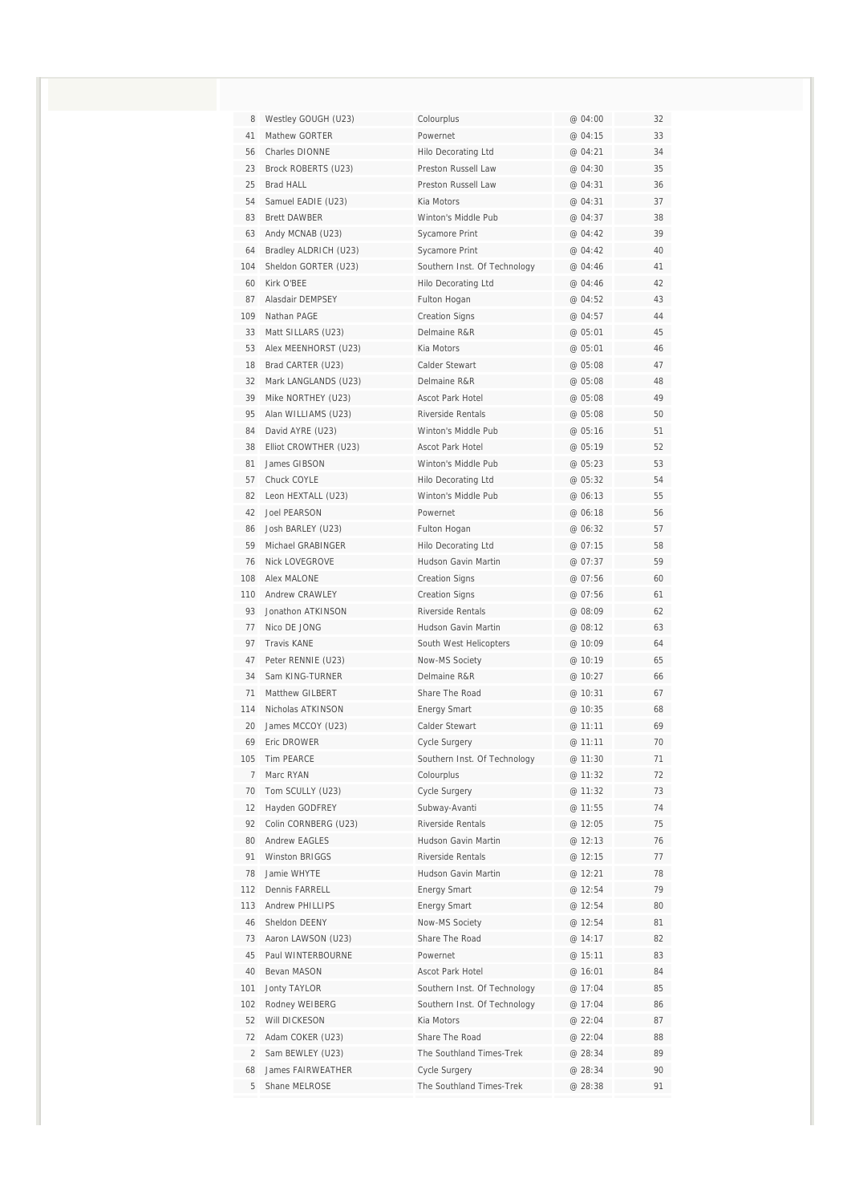| | | | | |
|---|---|---|---|---|
| 8 | Westley GOUGH (U23) | Colourplus | @ 04:00 | 32 |
| 41 | Mathew GORTER | Powernet | @ 04:15 | 33 |
| 56 | Charles DIONNE | Hilo Decorating Ltd | @ 04:21 | 34 |
| 23 | Brock ROBERTS (U23) | Preston Russell Law | @ 04:30 | 35 |
| 25 | Brad HALL | Preston Russell Law | @ 04:31 | 36 |
| 54 | Samuel EADIE (U23) | Kia Motors | @ 04:31 | 37 |
| 83 | Brett DAWBER | Winton's Middle Pub | @ 04:37 | 38 |
| 63 | Andy MCNAB (U23) | Sycamore Print | @ 04:42 | 39 |
| 64 | Bradley ALDRICH (U23) | Sycamore Print | @ 04:42 | 40 |
| 104 | Sheldon GORTER (U23) | Southern Inst. Of Technology | @ 04:46 | 41 |
| 60 | Kirk O'BEE | Hilo Decorating Ltd | @ 04:46 | 42 |
| 87 | Alasdair DEMPSEY | Fulton Hogan | @ 04:52 | 43 |
| 109 | Nathan PAGE | Creation Signs | @ 04:57 | 44 |
| 33 | Matt SILLARS (U23) | Delmaine R&R | @ 05:01 | 45 |
| 53 | Alex MEENHORST (U23) | Kia Motors | @ 05:01 | 46 |
| 18 | Brad CARTER (U23) | Calder Stewart | @ 05:08 | 47 |
| 32 | Mark LANGLANDS (U23) | Delmaine R&R | @ 05:08 | 48 |
| 39 | Mike NORTHEY (U23) | Ascot Park Hotel | @ 05:08 | 49 |
| 95 | Alan WILLIAMS (U23) | Riverside Rentals | @ 05:08 | 50 |
| 84 | David AYRE (U23) | Winton's Middle Pub | @ 05:16 | 51 |
| 38 | Elliot CROWTHER (U23) | Ascot Park Hotel | @ 05:19 | 52 |
| 81 | James GIBSON | Winton's Middle Pub | @ 05:23 | 53 |
| 57 | Chuck COYLE | Hilo Decorating Ltd | @ 05:32 | 54 |
| 82 | Leon HEXTALL (U23) | Winton's Middle Pub | @ 06:13 | 55 |
| 42 | Joel PEARSON | Powernet | @ 06:18 | 56 |
| 86 | Josh BARLEY (U23) | Fulton Hogan | @ 06:32 | 57 |
| 59 | Michael GRABINGER | Hilo Decorating Ltd | @ 07:15 | 58 |
| 76 | Nick LOVEGROVE | Hudson Gavin Martin | @ 07:37 | 59 |
| 108 | Alex MALONE | Creation Signs | @ 07:56 | 60 |
| 110 | Andrew CRAWLEY | Creation Signs | @ 07:56 | 61 |
| 93 | Jonathon ATKINSON | Riverside Rentals | @ 08:09 | 62 |
| 77 | Nico DE JONG | Hudson Gavin Martin | @ 08:12 | 63 |
| 97 | Travis KANE | South West Helicopters | @ 10:09 | 64 |
| 47 | Peter RENNIE (U23) | Now-MS Society | @ 10:19 | 65 |
| 34 | Sam KING-TURNER | Delmaine R&R | @ 10:27 | 66 |
| 71 | Matthew GILBERT | Share The Road | @ 10:31 | 67 |
| 114 | Nicholas ATKINSON | Energy Smart | @ 10:35 | 68 |
| 20 | James MCCOY (U23) | Calder Stewart | @ 11:11 | 69 |
| 69 | Eric DROWER | Cycle Surgery | @ 11:11 | 70 |
| 105 | Tim PEARCE | Southern Inst. Of Technology | @ 11:30 | 71 |
| 7 | Marc RYAN | Colourplus | @ 11:32 | 72 |
| 70 | Tom SCULLY (U23) | Cycle Surgery | @ 11:32 | 73 |
| 12 | Hayden GODFREY | Subway-Avanti | @ 11:55 | 74 |
| 92 | Colin CORNBERG (U23) | Riverside Rentals | @ 12:05 | 75 |
| 80 | Andrew EAGLES | Hudson Gavin Martin | @ 12:13 | 76 |
| 91 | Winston BRIGGS | Riverside Rentals | @ 12:15 | 77 |
| 78 | Jamie WHYTE | Hudson Gavin Martin | @ 12:21 | 78 |
| 112 | Dennis FARRELL | Energy Smart | @ 12:54 | 79 |
| 113 | Andrew PHILLIPS | Energy Smart | @ 12:54 | 80 |
| 46 | Sheldon DEENY | Now-MS Society | @ 12:54 | 81 |
| 73 | Aaron LAWSON (U23) | Share The Road | @ 14:17 | 82 |
| 45 | Paul WINTERBOURNE | Powernet | @ 15:11 | 83 |
| 40 | Bevan MASON | Ascot Park Hotel | @ 16:01 | 84 |
| 101 | Jonty TAYLOR | Southern Inst. Of Technology | @ 17:04 | 85 |
| 102 | Rodney WEIBERG | Southern Inst. Of Technology | @ 17:04 | 86 |
| 52 | Will DICKESON | Kia Motors | @ 22:04 | 87 |
| 72 | Adam COKER (U23) | Share The Road | @ 22:04 | 88 |
| 2 | Sam BEWLEY (U23) | The Southland Times-Trek | @ 28:34 | 89 |
| 68 | James FAIRWEATHER | Cycle Surgery | @ 28:34 | 90 |
| 5 | Shane MELROSE | The Southland Times-Trek | @ 28:38 | 91 |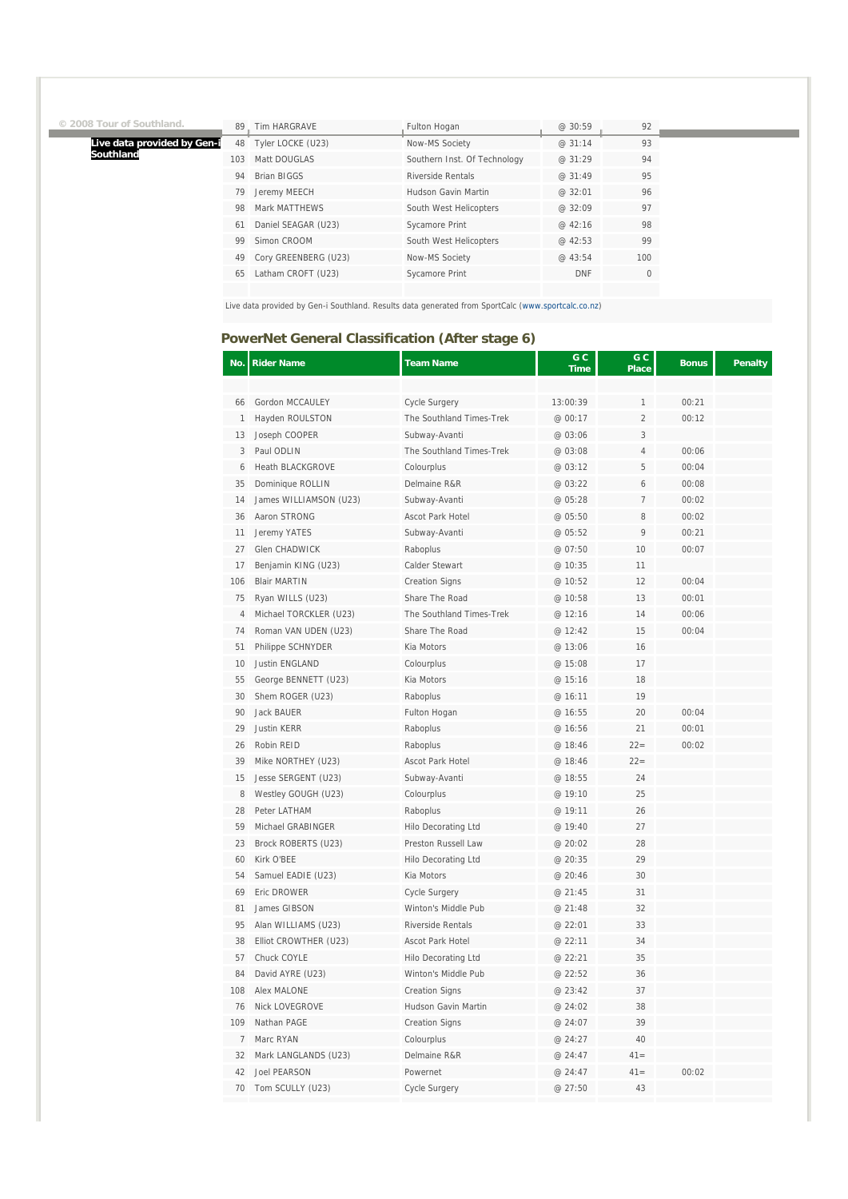© 2008 Tour of Southland.

**Live data provided by Gen-i Southland**

| | | | | |
|---|---|---|---|---|
| 89 | Tim HARGRAVE | Fulton Hogan | @ 30:59 | 92 |
| 48 | Tyler LOCKE (U23) | Now-MS Society | @ 31:14 | 93 |
| 103 | Matt DOUGLAS | Southern Inst. Of Technology | @ 31:29 | 94 |
| 94 | Brian BIGGS | Riverside Rentals | @ 31:49 | 95 |
| 79 | Jeremy MEECH | Hudson Gavin Martin | @ 32:01 | 96 |
| 98 | Mark MATTHEWS | South West Helicopters | @ 32:09 | 97 |
| 61 | Daniel SEAGAR (U23) | Sycamore Print | @ 42:16 | 98 |
| 99 | Simon CROOM | South West Helicopters | @ 42:53 | 99 |
| 49 | Cory GREENBERG (U23) | Now-MS Society | @ 43:54 | 100 |
| 65 | Latham CROFT (U23) | Sycamore Print | DNF | 0 |

Live data provided by Gen-i Southland. Results data generated from SportCalc (www.sportcalc.co.nz)

## PowerNet General Classification (After stage 6)

| No. | Rider Name | Team Name | G C Time | G C Place | Bonus | Penalty |
|---|---|---|---|---|---|---|
| 66 | Gordon MCCAULEY | Cycle Surgery | 13:00:39 | 1 | 00:21 | |
| 1 | Hayden ROULSTON | The Southland Times-Trek | @ 00:17 | 2 | 00:12 | |
| 13 | Joseph COOPER | Subway-Avanti | @ 03:06 | 3 | | |
| 3 | Paul ODLIN | The Southland Times-Trek | @ 03:08 | 4 | 00:06 | |
| 6 | Heath BLACKGROVE | Colourplus | @ 03:12 | 5 | 00:04 | |
| 35 | Dominique ROLLIN | Delmaine R&R | @ 03:22 | 6 | 00:08 | |
| 14 | James WILLIAMSON (U23) | Subway-Avanti | @ 05:28 | 7 | 00:02 | |
| 36 | Aaron STRONG | Ascot Park Hotel | @ 05:50 | 8 | 00:02 | |
| 11 | Jeremy YATES | Subway-Avanti | @ 05:52 | 9 | 00:21 | |
| 27 | Glen CHADWICK | Raboplus | @ 07:50 | 10 | 00:07 | |
| 17 | Benjamin KING (U23) | Calder Stewart | @ 10:35 | 11 | | |
| 106 | Blair MARTIN | Creation Signs | @ 10:52 | 12 | 00:04 | |
| 75 | Ryan WILLS (U23) | Share The Road | @ 10:58 | 13 | 00:01 | |
| 4 | Michael TORCKLER (U23) | The Southland Times-Trek | @ 12:16 | 14 | 00:06 | |
| 74 | Roman VAN UDEN (U23) | Share The Road | @ 12:42 | 15 | 00:04 | |
| 51 | Philippe SCHNYDER | Kia Motors | @ 13:06 | 16 | | |
| 10 | Justin ENGLAND | Colourplus | @ 15:08 | 17 | | |
| 55 | George BENNETT (U23) | Kia Motors | @ 15:16 | 18 | | |
| 30 | Shem ROGER (U23) | Raboplus | @ 16:11 | 19 | | |
| 90 | Jack BAUER | Fulton Hogan | @ 16:55 | 20 | 00:04 | |
| 29 | Justin KERR | Raboplus | @ 16:56 | 21 | 00:01 | |
| 26 | Robin REID | Raboplus | @ 18:46 | 22= | 00:02 | |
| 39 | Mike NORTHEY (U23) | Ascot Park Hotel | @ 18:46 | 22= | | |
| 15 | Jesse SERGENT (U23) | Subway-Avanti | @ 18:55 | 24 | | |
| 8 | Westley GOUGH (U23) | Colourplus | @ 19:10 | 25 | | |
| 28 | Peter LATHAM | Raboplus | @ 19:11 | 26 | | |
| 59 | Michael GRABINGER | Hilo Decorating Ltd | @ 19:40 | 27 | | |
| 23 | Brock ROBERTS (U23) | Preston Russell Law | @ 20:02 | 28 | | |
| 60 | Kirk O'BEE | Hilo Decorating Ltd | @ 20:35 | 29 | | |
| 54 | Samuel EADIE (U23) | Kia Motors | @ 20:46 | 30 | | |
| 69 | Eric DROWER | Cycle Surgery | @ 21:45 | 31 | | |
| 81 | James GIBSON | Winton's Middle Pub | @ 21:48 | 32 | | |
| 95 | Alan WILLIAMS (U23) | Riverside Rentals | @ 22:01 | 33 | | |
| 38 | Elliot CROWTHER (U23) | Ascot Park Hotel | @ 22:11 | 34 | | |
| 57 | Chuck COYLE | Hilo Decorating Ltd | @ 22:21 | 35 | | |
| 84 | David AYRE (U23) | Winton's Middle Pub | @ 22:52 | 36 | | |
| 108 | Alex MALONE | Creation Signs | @ 23:42 | 37 | | |
| 76 | Nick LOVEGROVE | Hudson Gavin Martin | @ 24:02 | 38 | | |
| 109 | Nathan PAGE | Creation Signs | @ 24:07 | 39 | | |
| 7 | Marc RYAN | Colourplus | @ 24:27 | 40 | | |
| 32 | Mark LANGLANDS (U23) | Delmaine R&R | @ 24:47 | 41= | | |
| 42 | Joel PEARSON | Powernet | @ 24:47 | 41= | 00:02 | |
| 70 | Tom SCULLY (U23) | Cycle Surgery | @ 27:50 | 43 | | |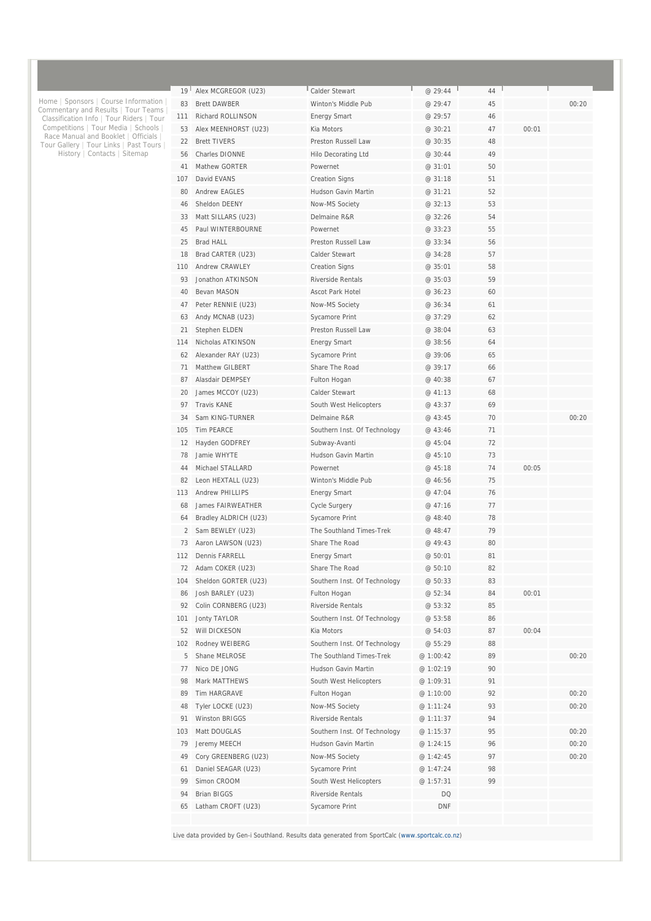Home | Sponsors | Course Information | Commentary and Results | Tour Teams | Classification Info | Tour Riders | Tour Competitions | Tour Media | Schools | Race Manual and Booklet | Officials | Tour Gallery | Tour Links | Past Tours | History | Contacts | Sitemap

| | | | | | | |
|---|---|---|---|---|---|---|
| 19 | Alex MCGREGOR (U23) | Calder Stewart | @ 29:44 | 44 | | |
| 83 | Brett DAWBER | Winton's Middle Pub | @ 29:47 | 45 | | 00:20 |
| 111 | Richard ROLLINSON | Energy Smart | @ 29:57 | 46 | | |
| 53 | Alex MEENHORST (U23) | Kia Motors | @ 30:21 | 47 | 00:01 | |
| 22 | Brett TIVERS | Preston Russell Law | @ 30:35 | 48 | | |
| 56 | Charles DIONNE | Hilo Decorating Ltd | @ 30:44 | 49 | | |
| 41 | Mathew GORTER | Powernet | @ 31:01 | 50 | | |
| 107 | David EVANS | Creation Signs | @ 31:18 | 51 | | |
| 80 | Andrew EAGLES | Hudson Gavin Martin | @ 31:21 | 52 | | |
| 46 | Sheldon DEENY | Now-MS Society | @ 32:13 | 53 | | |
| 33 | Matt SILLARS (U23) | Delmaine R&R | @ 32:26 | 54 | | |
| 45 | Paul WINTERBOURNE | Powernet | @ 33:23 | 55 | | |
| 25 | Brad HALL | Preston Russell Law | @ 33:34 | 56 | | |
| 18 | Brad CARTER (U23) | Calder Stewart | @ 34:28 | 57 | | |
| 110 | Andrew CRAWLEY | Creation Signs | @ 35:01 | 58 | | |
| 93 | Jonathon ATKINSON | Riverside Rentals | @ 35:03 | 59 | | |
| 40 | Bevan MASON | Ascot Park Hotel | @ 36:23 | 60 | | |
| 47 | Peter RENNIE (U23) | Now-MS Society | @ 36:34 | 61 | | |
| 63 | Andy MCNAB (U23) | Sycamore Print | @ 37:29 | 62 | | |
| 21 | Stephen ELDEN | Preston Russell Law | @ 38:04 | 63 | | |
| 114 | Nicholas ATKINSON | Energy Smart | @ 38:56 | 64 | | |
| 62 | Alexander RAY (U23) | Sycamore Print | @ 39:06 | 65 | | |
| 71 | Matthew GILBERT | Share The Road | @ 39:17 | 66 | | |
| 87 | Alasdair DEMPSEY | Fulton Hogan | @ 40:38 | 67 | | |
| 20 | James MCCOY (U23) | Calder Stewart | @ 41:13 | 68 | | |
| 97 | Travis KANE | South West Helicopters | @ 43:37 | 69 | | |
| 34 | Sam KING-TURNER | Delmaine R&R | @ 43:45 | 70 | | 00:20 |
| 105 | Tim PEARCE | Southern Inst. Of Technology | @ 43:46 | 71 | | |
| 12 | Hayden GODFREY | Subway-Avanti | @ 45:04 | 72 | | |
| 78 | Jamie WHYTE | Hudson Gavin Martin | @ 45:10 | 73 | | |
| 44 | Michael STALLARD | Powernet | @ 45:18 | 74 | 00:05 | |
| 82 | Leon HEXTALL (U23) | Winton's Middle Pub | @ 46:56 | 75 | | |
| 113 | Andrew PHILLIPS | Energy Smart | @ 47:04 | 76 | | |
| 68 | James FAIRWEATHER | Cycle Surgery | @ 47:16 | 77 | | |
| 64 | Bradley ALDRICH (U23) | Sycamore Print | @ 48:40 | 78 | | |
| 2 | Sam BEWLEY (U23) | The Southland Times-Trek | @ 48:47 | 79 | | |
| 73 | Aaron LAWSON (U23) | Share The Road | @ 49:43 | 80 | | |
| 112 | Dennis FARRELL | Energy Smart | @ 50:01 | 81 | | |
| 72 | Adam COKER (U23) | Share The Road | @ 50:10 | 82 | | |
| 104 | Sheldon GORTER (U23) | Southern Inst. Of Technology | @ 50:33 | 83 | | |
| 86 | Josh BARLEY (U23) | Fulton Hogan | @ 52:34 | 84 | 00:01 | |
| 92 | Colin CORNBERG (U23) | Riverside Rentals | @ 53:32 | 85 | | |
| 101 | Jonty TAYLOR | Southern Inst. Of Technology | @ 53:58 | 86 | | |
| 52 | Will DICKESON | Kia Motors | @ 54:03 | 87 | 00:04 | |
| 102 | Rodney WEIBERG | Southern Inst. Of Technology | @ 55:29 | 88 | | |
| 5 | Shane MELROSE | The Southland Times-Trek | @ 1:00:42 | 89 | | 00:20 |
| 77 | Nico DE JONG | Hudson Gavin Martin | @ 1:02:19 | 90 | | |
| 98 | Mark MATTHEWS | South West Helicopters | @ 1:09:31 | 91 | | |
| 89 | Tim HARGRAVE | Fulton Hogan | @ 1:10:00 | 92 | | 00:20 |
| 48 | Tyler LOCKE (U23) | Now-MS Society | @ 1:11:24 | 93 | | 00:20 |
| 91 | Winston BRIGGS | Riverside Rentals | @ 1:11:37 | 94 | | |
| 103 | Matt DOUGLAS | Southern Inst. Of Technology | @ 1:15:37 | 95 | | 00:20 |
| 79 | Jeremy MEECH | Hudson Gavin Martin | @ 1:24:15 | 96 | | 00:20 |
| 49 | Cory GREENBERG (U23) | Now-MS Society | @ 1:42:45 | 97 | | 00:20 |
| 61 | Daniel SEAGAR (U23) | Sycamore Print | @ 1:47:24 | 98 | | |
| 99 | Simon CROOM | South West Helicopters | @ 1:57:31 | 99 | | |
| 94 | Brian BIGGS | Riverside Rentals | DQ | | | |
| 65 | Latham CROFT (U23) | Sycamore Print | DNF | | | |

Live data provided by Gen-i Southland. Results data generated from SportCalc (www.sportcalc.co.nz)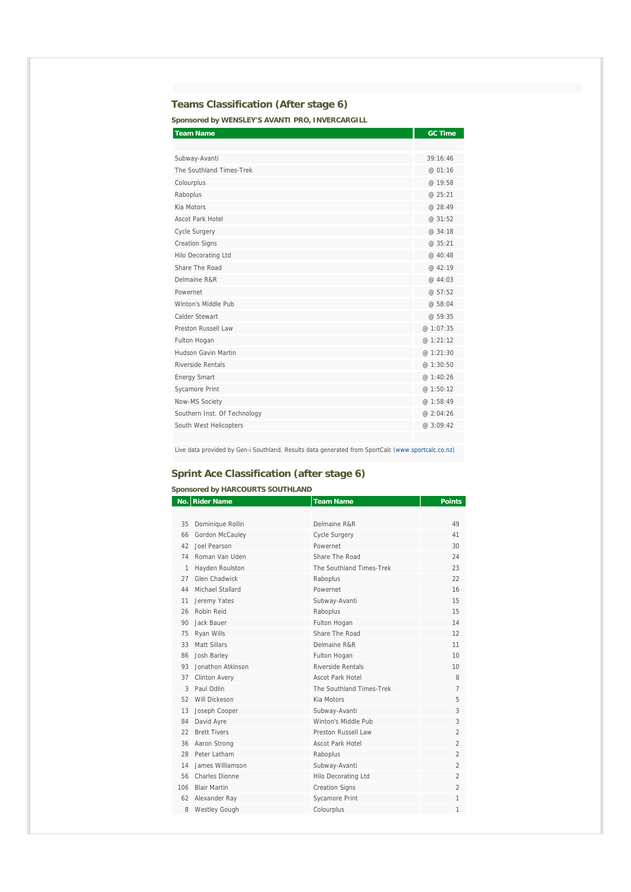## Teams Classification (After stage 6)

**Sponsored by WENSLEY'S AVANTI PRO, INVERCARGILL**

| Team Name | GC Time |
|---|---|
| Subway-Avanti | 39:16:46 |
| The Southland Times-Trek | @ 01:16 |
| Colourplus | @ 19:58 |
| Raboplus | @ 25:21 |
| Kia Motors | @ 28:49 |
| Ascot Park Hotel | @ 31:52 |
| Cycle Surgery | @ 34:18 |
| Creation Signs | @ 35:21 |
| Hilo Decorating Ltd | @ 40:48 |
| Share The Road | @ 42:19 |
| Delmaine R&R | @ 44:03 |
| Powernet | @ 57:52 |
| Winton's Middle Pub | @ 58:04 |
| Calder Stewart | @ 59:35 |
| Preston Russell Law | @ 1:07:35 |
| Fulton Hogan | @ 1:21:12 |
| Hudson Gavin Martin | @ 1:21:30 |
| Riverside Rentals | @ 1:30:50 |
| Energy Smart | @ 1:40:26 |
| Sycamore Print | @ 1:50:12 |
| Now-MS Society | @ 1:58:49 |
| Southern Inst. Of Technology | @ 2:04:26 |
| South West Helicopters | @ 3:09:42 |

Live data provided by Gen-i Southland. Results data generated from SportCalc (www.sportcalc.co.nz)

## Sprint Ace Classification (after stage 6)

**Sponsored by HARCOURTS SOUTHLAND**

| No. | Rider Name | Team Name | Points |
|---|---|---|---|
| 35 | Dominique Rollin | Delmaine R&R | 49 |
| 66 | Gordon McCauley | Cycle Surgery | 41 |
| 42 | Joel Pearson | Powernet | 30 |
| 74 | Roman Van Uden | Share The Road | 24 |
| 1 | Hayden Roulston | The Southland Times-Trek | 23 |
| 27 | Glen Chadwick | Raboplus | 22 |
| 44 | Michael Stallard | Powernet | 16 |
| 11 | Jeremy Yates | Subway-Avanti | 15 |
| 26 | Robin Reid | Raboplus | 15 |
| 90 | Jack Bauer | Fulton Hogan | 14 |
| 75 | Ryan Wills | Share The Road | 12 |
| 33 | Matt Sillars | Delmaine R&R | 11 |
| 86 | Josh Barley | Fulton Hogan | 10 |
| 93 | Jonathon Atkinson | Riverside Rentals | 10 |
| 37 | Clinton Avery | Ascot Park Hotel | 8 |
| 3 | Paul Odlin | The Southland Times-Trek | 7 |
| 52 | Will Dickeson | Kia Motors | 5 |
| 13 | Joseph Cooper | Subway-Avanti | 3 |
| 84 | David Ayre | Winton's Middle Pub | 3 |
| 22 | Brett Tivers | Preston Russell Law | 2 |
| 36 | Aaron Strong | Ascot Park Hotel | 2 |
| 28 | Peter Latham | Raboplus | 2 |
| 14 | James Williamson | Subway-Avanti | 2 |
| 56 | Charles Dionne | Hilo Decorating Ltd | 2 |
| 106 | Blair Martin | Creation Signs | 2 |
| 62 | Alexander Ray | Sycamore Print | 1 |
| 8 | Westley Gough | Colourplus | 1 |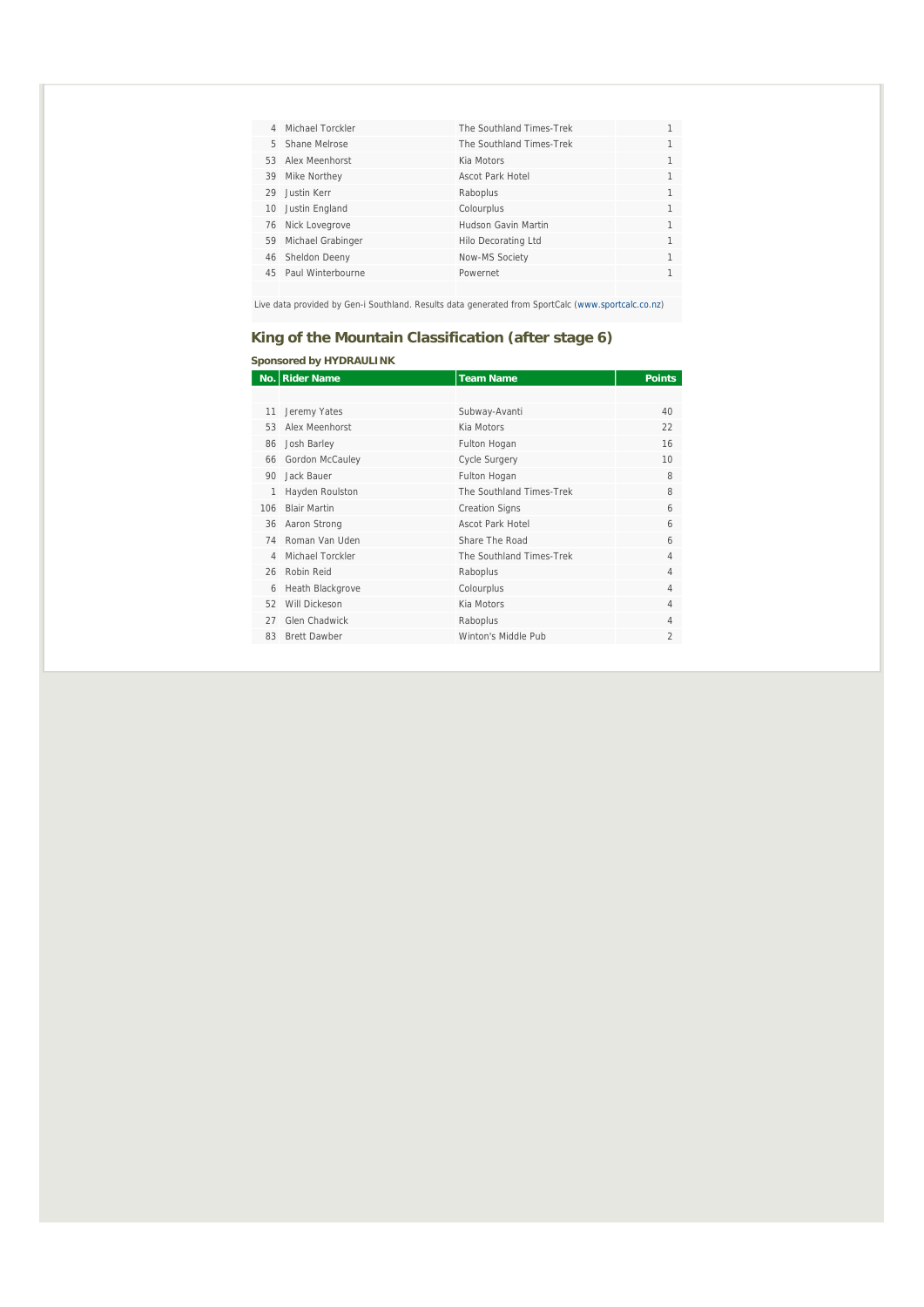| | | | |
|---|---|---|---|
| 4 | Michael Torckler | The Southland Times-Trek | 1 |
| 5 | Shane Melrose | The Southland Times-Trek | 1 |
| 53 | Alex Meenhorst | Kia Motors | 1 |
| 39 | Mike Northey | Ascot Park Hotel | 1 |
| 29 | Justin Kerr | Raboplus | 1 |
| 10 | Justin England | Colourplus | 1 |
| 76 | Nick Lovegrove | Hudson Gavin Martin | 1 |
| 59 | Michael Grabinger | Hilo Decorating Ltd | 1 |
| 46 | Sheldon Deeny | Now-MS Society | 1 |
| 45 | Paul Winterbourne | Powernet | 1 |

Live data provided by Gen-i Southland. Results data generated from SportCalc (www.sportcalc.co.nz)

## King of the Mountain Classification (after stage 6)

**Sponsored by HYDRAULINK**

| No. | Rider Name | Team Name | Points |
|---|---|---|---|
| 11 | Jeremy Yates | Subway-Avanti | 40 |
| 53 | Alex Meenhorst | Kia Motors | 22 |
| 86 | Josh Barley | Fulton Hogan | 16 |
| 66 | Gordon McCauley | Cycle Surgery | 10 |
| 90 | Jack Bauer | Fulton Hogan | 8 |
| 1 | Hayden Roulston | The Southland Times-Trek | 8 |
| 106 | Blair Martin | Creation Signs | 6 |
| 36 | Aaron Strong | Ascot Park Hotel | 6 |
| 74 | Roman Van Uden | Share The Road | 6 |
| 4 | Michael Torckler | The Southland Times-Trek | 4 |
| 26 | Robin Reid | Raboplus | 4 |
| 6 | Heath Blackgrove | Colourplus | 4 |
| 52 | Will Dickeson | Kia Motors | 4 |
| 27 | Glen Chadwick | Raboplus | 4 |
| 83 | Brett Dawber | Winton's Middle Pub | 2 |